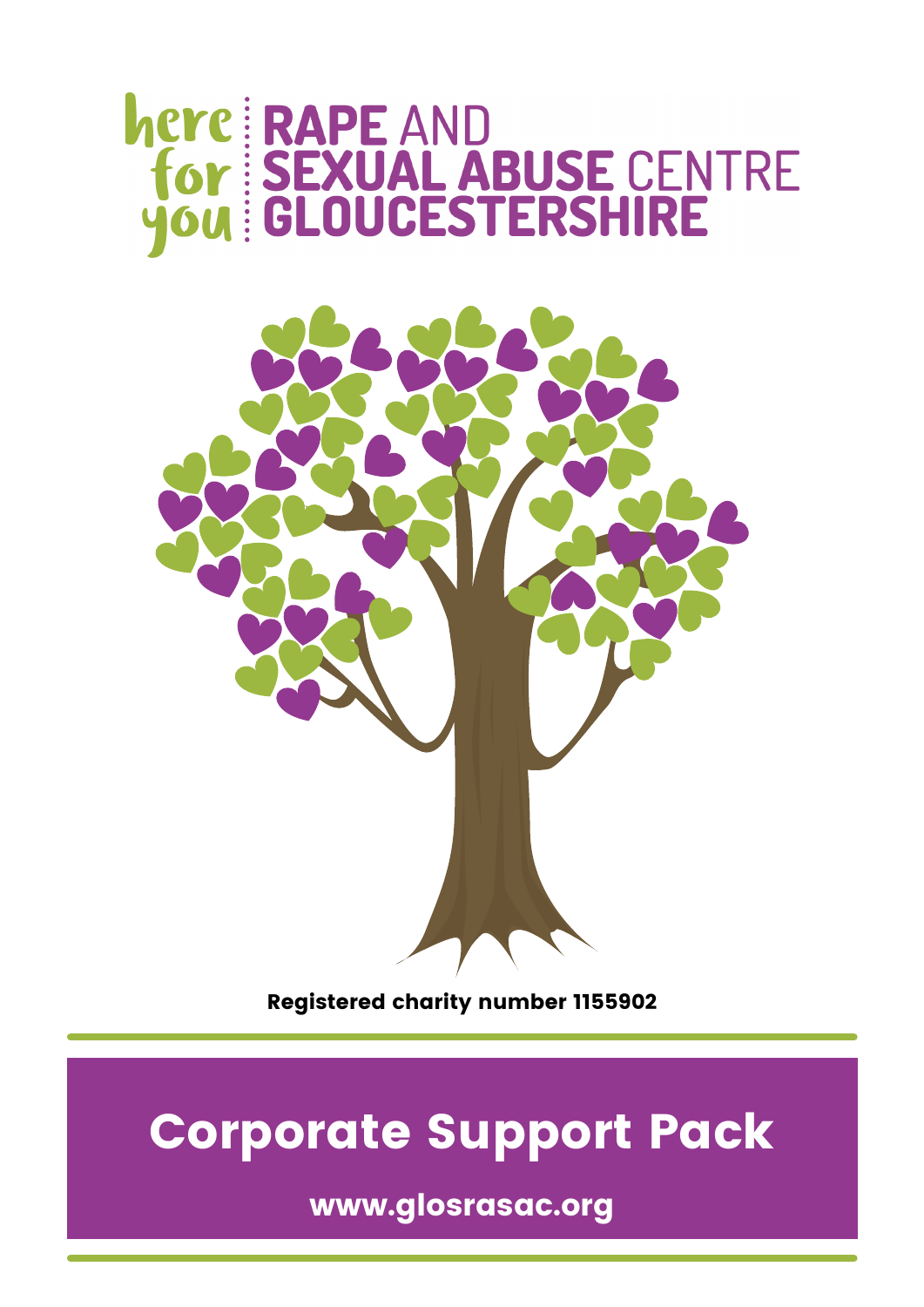here for you

# RAPE AND SEXUAL ABUSE CENTRE GLOUCESTERSHIRE

Registered charity number 1155902

# Corporate Support Pack

www.glosrasac.org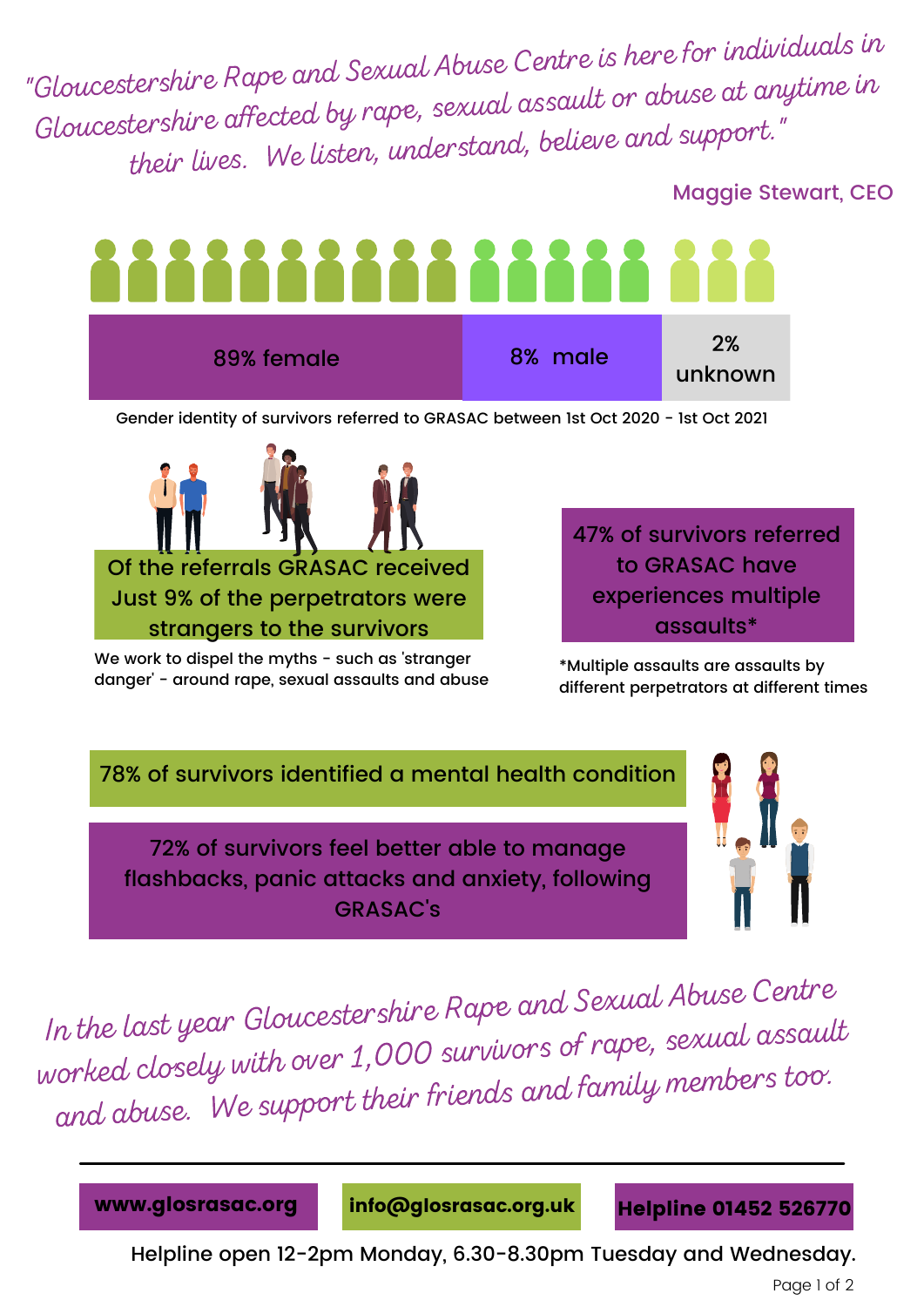*"Gloucestershire Rape and Sexual Abuse Centre is here for individuals in Gloucestershire affected by rape, sexual assault or abuse at anytime in their lives. We listen, understand, believe and support."*

Maggie Stewart, CEO

| 89% female | 8% male | 2% unknown |
| --- | --- | --- |

Gender identity of survivors referred to GRASAC between 1st Oct 2020 - 1st Oct 2021

**Of the referrals GRASAC received Just 9% of the perpetrators were strangers to the survivors**

We work to dispel the myths - such as 'stranger danger' - around rape, sexual assaults and abuse

**47% of survivors referred to GRASAC have experiences multiple assaults***

*Multiple assaults are assaults by different perpetrators at different times

**78% of survivors identified a mental health condition**

**72% of survivors feel better able to manage flashbacks, panic attacks and anxiety, following GRASAC's**

*In the last year Gloucestershire Rape and Sexual Abuse Centre worked closely with over 1,000 survivors of rape, sexual assault and abuse. We support their friends and family members too.*

---

**www.glosrasac.org** | **info@glosrasac.org.uk** | **Helpline 01452 526770**

Helpline open 12-2pm Monday, 6.30-8.30pm Tuesday and Wednesday.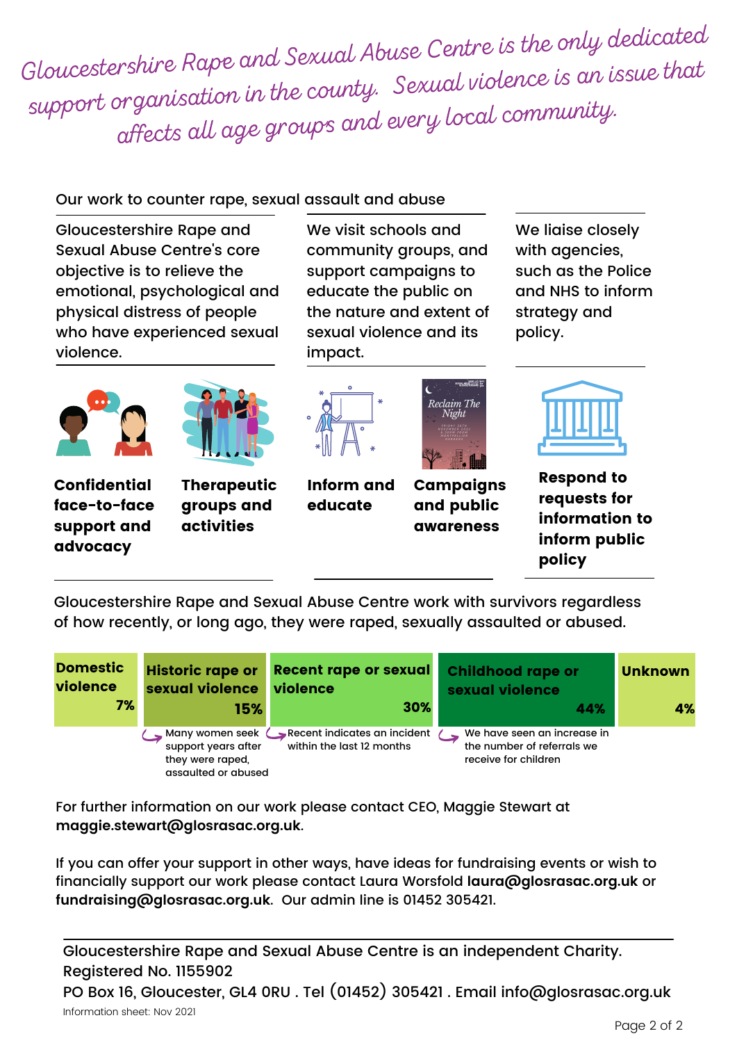*Gloucestershire Rape and Sexual Abuse Centre is the only dedicated support organisation in the county. Sexual violence is an issue that affects all age groups and every local community.*

Our work to counter rape, sexual assault and abuse

Gloucestershire Rape and Sexual Abuse Centre's core objective is to relieve the emotional, psychological and physical distress of people who have experienced sexual violence.

We visit schools and community groups, and support campaigns to educate the public on the nature and extent of sexual violence and its impact.

We liaise closely with agencies, such as the Police and NHS to inform strategy and policy.

**Confidential face-to-face support and advocacy**

**Therapeutic groups and activities**

**Inform and educate**

**Campaigns and public awareness**

**Respond to requests for information to inform public policy**

Gloucestershire Rape and Sexual Abuse Centre work with survivors regardless of how recently, or long ago, they were raped, sexually assaulted or abused.

| Domestic violence | Historic rape or sexual violence | Recent rape or sexual violence | Childhood rape or sexual violence | Unknown |
|---|---|---|---|---|
| 7% | 15% | 30% | 44% | 4% |
| | Many women seek support years after they were raped, assaulted or abused | Recent indicates an incident within the last 12 months | We have seen an increase in the number of referrals we receive for children | |

For further information on our work please contact CEO, Maggie Stewart at **maggie.stewart@glosrasac.org.uk**.

If you can offer your support in other ways, have ideas for fundraising events or wish to financially support our work please contact Laura Worsfold **laura@glosrasac.org.uk** or **fundraising@glosrasac.org.uk**. Our admin line is 01452 305421.

Gloucestershire Rape and Sexual Abuse Centre is an independent Charity.
Registered No. 1155902
PO Box 16, Gloucester, GL4 0RU . Tel (01452) 305421 . Email info@glosrasac.org.uk

Information sheet: Nov 2021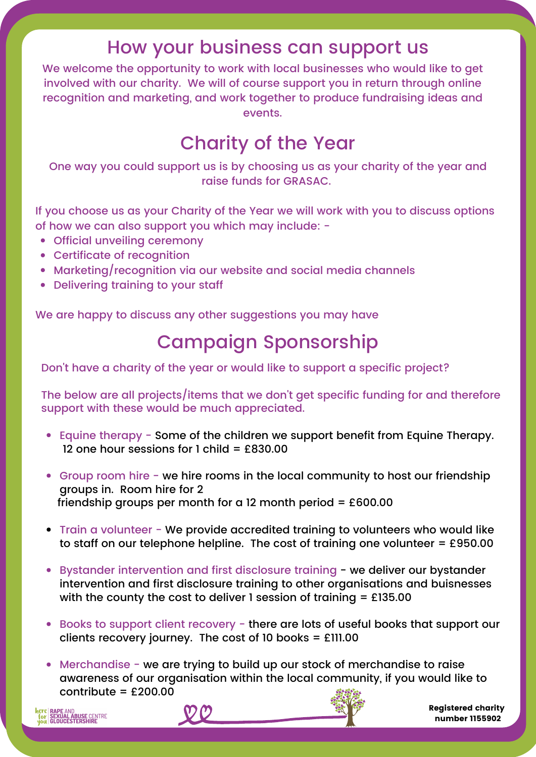## How your business can support us

We welcome the opportunity to work with local businesses who would like to get involved with our charity. We will of course support you in return through online recognition and marketing, and work together to produce fundraising ideas and events.

## Charity of the Year

One way you could support us is by choosing us as your charity of the year and raise funds for GRASAC.

If you choose us as your Charity of the Year we will work with you to discuss options of how we can also support you which may include: -

- Official unveiling ceremony
- Certificate of recognition
- Marketing/recognition via our website and social media channels
- Delivering training to your staff

We are happy to discuss any other suggestions you may have

## Campaign Sponsorship

Don't have a charity of the year or would like to support a specific project?

The below are all projects/items that we don't get specific funding for and therefore support with these would be much appreciated.

- Equine therapy - Some of the children we support benefit from Equine Therapy. 12 one hour sessions for 1 child = £830.00
- Group room hire - we hire rooms in the local community to host our friendship groups in. Room hire for 2 friendship groups per month for a 12 month period = £600.00
- Train a volunteer - We provide accredited training to volunteers who would like to staff on our telephone helpline. The cost of training one volunteer = £950.00
- Bystander intervention and first disclosure training - we deliver our bystander intervention and first disclosure training to other organisations and buisnesses with the county the cost to deliver 1 session of training = £135.00
- Books to support client recovery - there are lots of useful books that support our clients recovery journey. The cost of 10 books = £111.00
- Merchandise - we are trying to build up our stock of merchandise to raise awareness of our organisation within the local community, if you would like to contribute = £200.00

here for you | RAPE AND SEXUAL ABUSE CENTRE GLOUCESTERSHIRE

**Registered charity number 1155902**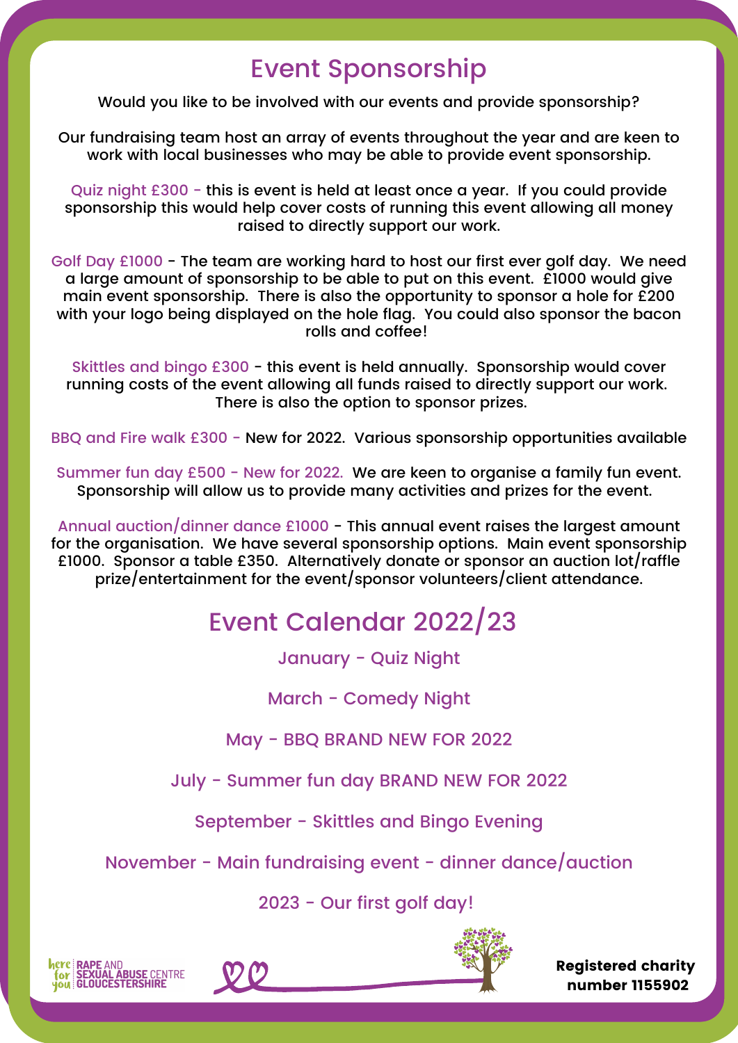# Event Sponsorship

Would you like to be involved with our events and provide sponsorship?

Our fundraising team host an array of events throughout the year and are keen to work with local businesses who may be able to provide event sponsorship.

Quiz night £300 - this is event is held at least once a year. If you could provide sponsorship this would help cover costs of running this event allowing all money raised to directly support our work.

Golf Day £1000 - The team are working hard to host our first ever golf day. We need a large amount of sponsorship to be able to put on this event. £1000 would give main event sponsorship. There is also the opportunity to sponsor a hole for £200 with your logo being displayed on the hole flag. You could also sponsor the bacon rolls and coffee!

Skittles and bingo £300 - this event is held annually. Sponsorship would cover running costs of the event allowing all funds raised to directly support our work. There is also the option to sponsor prizes.

BBQ and Fire walk £300 - New for 2022. Various sponsorship opportunities available

Summer fun day £500 - New for 2022. We are keen to organise a family fun event. Sponsorship will allow us to provide many activities and prizes for the event.

Annual auction/dinner dance £1000 - This annual event raises the largest amount for the organisation. We have several sponsorship options. Main event sponsorship £1000. Sponsor a table £350. Alternatively donate or sponsor an auction lot/raffle prize/entertainment for the event/sponsor volunteers/client attendance.

# Event Calendar 2022/23

January - Quiz Night

March - Comedy Night

May - BBQ BRAND NEW FOR 2022

July - Summer fun day BRAND NEW FOR 2022

September - Skittles and Bingo Evening

November - Main fundraising event - dinner dance/auction

2023 - Our first golf day!

here for you | RAPE AND SEXUAL ABUSE CENTRE GLOUCESTERSHIRE

**Registered charity number 1155902**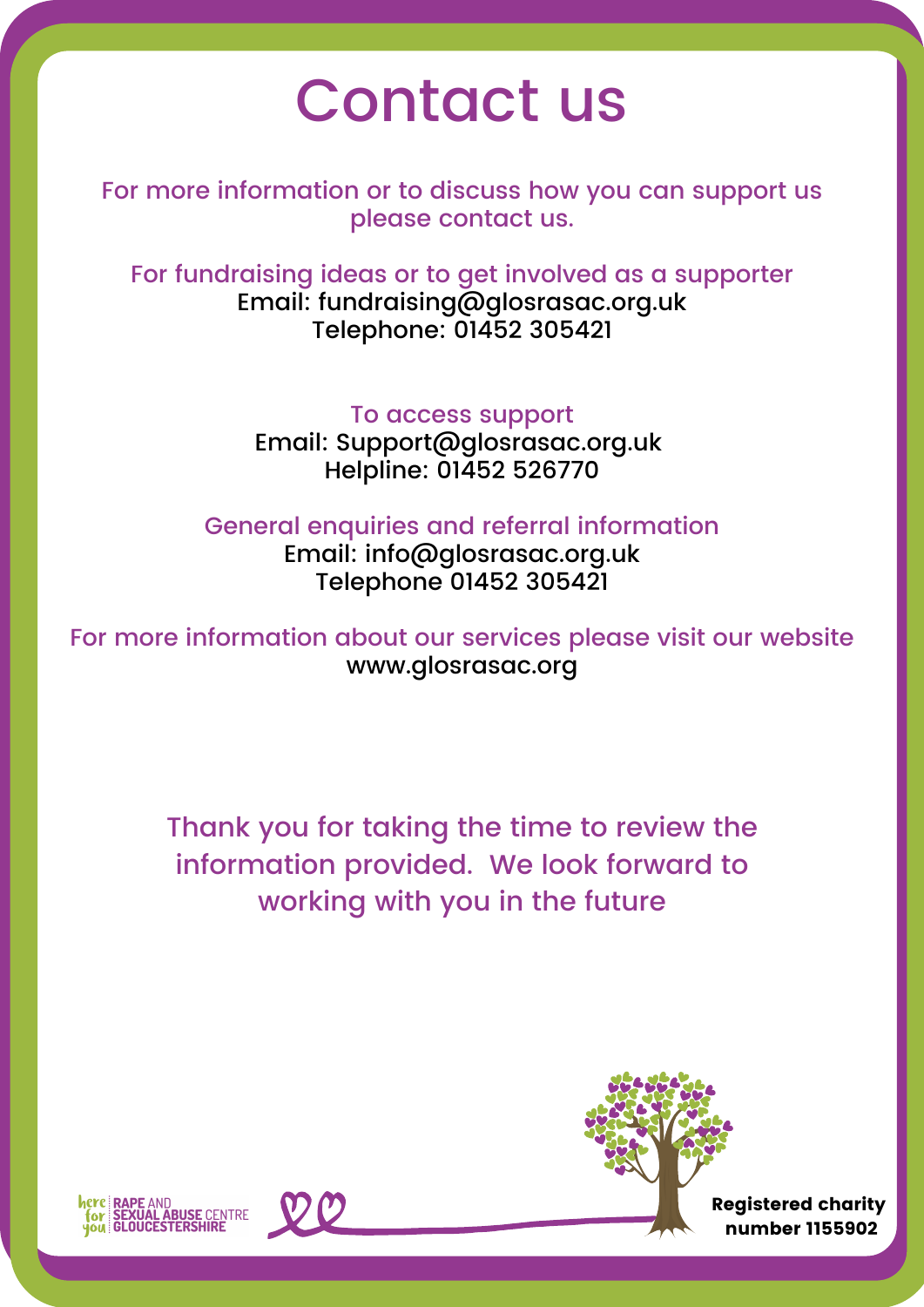# Contact us

For more information or to discuss how you can support us please contact us.

For fundraising ideas or to get involved as a supporter
Email: fundraising@glosrasac.org.uk
Telephone: 01452 305421

To access support
Email: Support@glosrasac.org.uk
Helpline: 01452 526770

General enquiries and referral information
Email: info@glosrasac.org.uk
Telephone 01452 305421

For more information about our services please visit our website
www.glosrasac.org

Thank you for taking the time to review the information provided. We look forward to working with you in the future

here for you RAPE AND SEXUAL ABUSE CENTRE GLOUCESTERSHIRE

**Registered charity number 1155902**